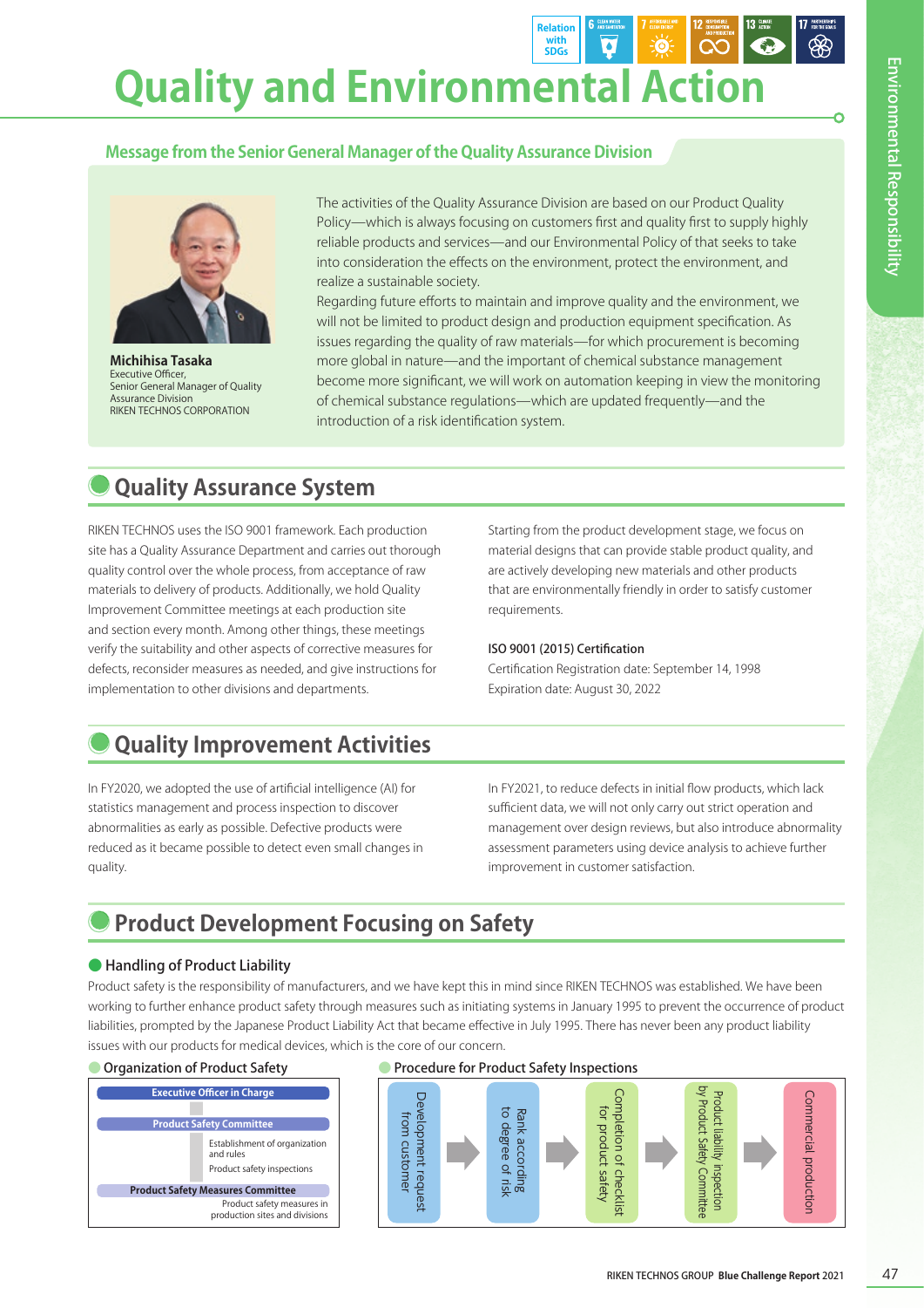# Quality and Environmental Action

Relation with SDGs

## Message from the Senior General Manager of the Quality Assurance Division

**Michihisa Tasaka**
Executive Officer,
Senior General Manager of Quality Assurance Division
RIKEN TECHNOS CORPORATION

The activities of the Quality Assurance Division are based on our Product Quality Policy—which is always focusing on customers first and quality first to supply highly reliable products and services—and our Environmental Policy of that seeks to take into consideration the effects on the environment, protect the environment, and realize a sustainable society.

Regarding future efforts to maintain and improve quality and the environment, we will not be limited to product design and production equipment specification. As issues regarding the quality of raw materials—for which procurement is becoming more global in nature—and the important of chemical substance management become more significant, we will work on automation keeping in view the monitoring of chemical substance regulations—which are updated frequently—and the introduction of a risk identification system.

## Quality Assurance System

RIKEN TECHNOS uses the ISO 9001 framework. Each production site has a Quality Assurance Department and carries out thorough quality control over the whole process, from acceptance of raw materials to delivery of products. Additionally, we hold Quality Improvement Committee meetings at each production site and section every month. Among other things, these meetings verify the suitability and other aspects of corrective measures for defects, reconsider measures as needed, and give instructions for implementation to other divisions and departments.

Starting from the product development stage, we focus on material designs that can provide stable product quality, and are actively developing new materials and other products that are environmentally friendly in order to satisfy customer requirements.

**ISO 9001 (2015) Certification**
Certification Registration date: September 14, 1998
Expiration date: August 30, 2022

## Quality Improvement Activities

In FY2020, we adopted the use of artificial intelligence (AI) for statistics management and process inspection to discover abnormalities as early as possible. Defective products were reduced as it became possible to detect even small changes in quality.

In FY2021, to reduce defects in initial flow products, which lack sufficient data, we will not only carry out strict operation and management over design reviews, but also introduce abnormality assessment parameters using device analysis to achieve further improvement in customer satisfaction.

## Product Development Focusing on Safety

### Handling of Product Liability

Product safety is the responsibility of manufacturers, and we have kept this in mind since RIKEN TECHNOS was established. We have been working to further enhance product safety through measures such as initiating systems in January 1995 to prevent the occurrence of product liabilities, prompted by the Japanese Product Liability Act that became effective in July 1995. There has never been any product liability issues with our products for medical devices, which is the core of our concern.

#### Organization of Product Safety

- **Executive Officer in Charge**
- **Product Safety Committee**
  - Establishment of organization and rules
  - Product safety inspections
- **Product Safety Measures Committee**
  - Product safety measures in production sites and divisions

#### Procedure for Product Safety Inspections

Development request from customer → Rank according to degree of risk → Completion of checklist for product safety → Product liability inspection by Product Safety Committee → Commercial production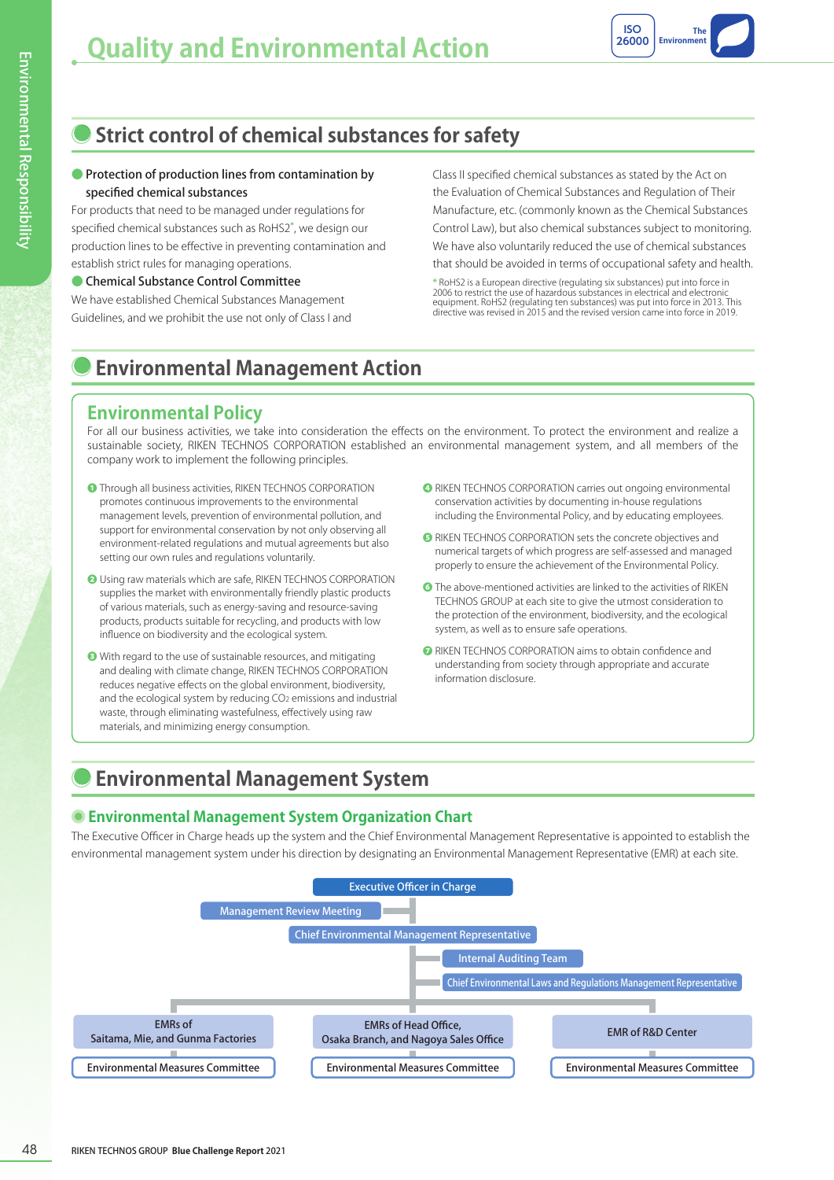# Quality and Environmental Action

ISO 26000 The Environment

## Strict control of chemical substances for safety

**Protection of production lines from contamination by specified chemical substances**

For products that need to be managed under regulations for specified chemical substances such as RoHS2*, we design our production lines to be effective in preventing contamination and establish strict rules for managing operations.

**Chemical Substance Control Committee**

We have established Chemical Substances Management Guidelines, and we prohibit the use not only of Class I and Class II specified chemical substances as stated by the Act on the Evaluation of Chemical Substances and Regulation of Their Manufacture, etc. (commonly known as the Chemical Substances Control Law), but also chemical substances subject to monitoring. We have also voluntarily reduced the use of chemical substances that should be avoided in terms of occupational safety and health.

\* RoHS2 is a European directive (regulating six substances) put into force in 2006 to restrict the use of hazardous substances in electrical and electronic equipment. RoHS2 (regulating ten substances) was put into force in 2013. This directive was revised in 2015 and the revised version came into force in 2019.

## Environmental Management Action

### Environmental Policy

For all our business activities, we take into consideration the effects on the environment. To protect the environment and realize a sustainable society, RIKEN TECHNOS CORPORATION established an environmental management system, and all members of the company work to implement the following principles.

1. Through all business activities, RIKEN TECHNOS CORPORATION promotes continuous improvements to the environmental management levels, prevention of environmental pollution, and support for environmental conservation by not only observing all environment-related regulations and mutual agreements but also setting our own rules and regulations voluntarily.
2. Using raw materials which are safe, RIKEN TECHNOS CORPORATION supplies the market with environmentally friendly plastic products of various materials, such as energy-saving and resource-saving products, products suitable for recycling, and products with low influence on biodiversity and the ecological system.
3. With regard to the use of sustainable resources, and mitigating and dealing with climate change, RIKEN TECHNOS CORPORATION reduces negative effects on the global environment, biodiversity, and the ecological system by reducing $CO_2$ emissions and industrial waste, through eliminating wastefulness, effectively using raw materials, and minimizing energy consumption.
4. RIKEN TECHNOS CORPORATION carries out ongoing environmental conservation activities by documenting in-house regulations including the Environmental Policy, and by educating employees.
5. RIKEN TECHNOS CORPORATION sets the concrete objectives and numerical targets of which progress are self-assessed and managed properly to ensure the achievement of the Environmental Policy.
6. The above-mentioned activities are linked to the activities of RIKEN TECHNOS GROUP at each site to give the utmost consideration to the protection of the environment, biodiversity, and the ecological system, as well as to ensure safe operations.
7. RIKEN TECHNOS CORPORATION aims to obtain confidence and understanding from society through appropriate and accurate information disclosure.

## Environmental Management System

### Environmental Management System Organization Chart

The Executive Officer in Charge heads up the system and the Chief Environmental Management Representative is appointed to establish the environmental management system under his direction by designating an Environmental Management Representative (EMR) at each site.

- Executive Officer in Charge
  - Management Review Meeting
  - Chief Environmental Management Representative
    - Internal Auditing Team
    - Chief Environmental Laws and Regulations Management Representative
    - EMRs of Saitama, Mie, and Gunma Factories
      - Environmental Measures Committee
    - EMRs of Head Office, Osaka Branch, and Nagoya Sales Office
      - Environmental Measures Committee
    - EMR of R&D Center
      - Environmental Measures Committee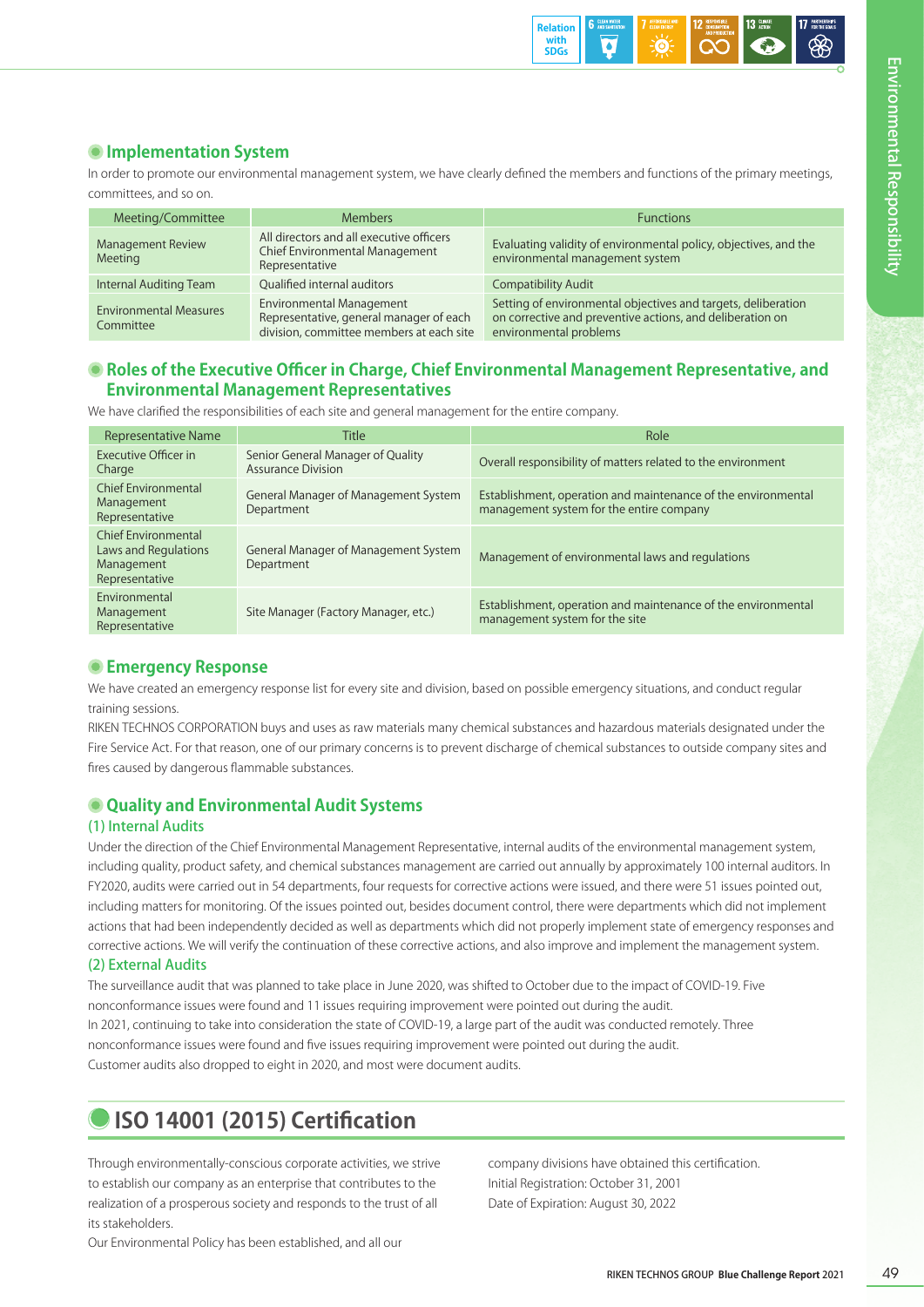## Implementation System

In order to promote our environmental management system, we have clearly defined the members and functions of the primary meetings, committees, and so on.

| Meeting/Committee | Members | Functions |
|---|---|---|
| Management Review Meeting | All directors and all executive officers Chief Environmental Management Representative | Evaluating validity of environmental policy, objectives, and the environmental management system |
| Internal Auditing Team | Qualified internal auditors | Compatibility Audit |
| Environmental Measures Committee | Environmental Management Representative, general manager of each division, committee members at each site | Setting of environmental objectives and targets, deliberation on corrective and preventive actions, and deliberation on environmental problems |

## Roles of the Executive Officer in Charge, Chief Environmental Management Representative, and Environmental Management Representatives

We have clarified the responsibilities of each site and general management for the entire company.

| Representative Name | Title | Role |
|---|---|---|
| Executive Officer in Charge | Senior General Manager of Quality Assurance Division | Overall responsibility of matters related to the environment |
| Chief Environmental Management Representative | General Manager of Management System Department | Establishment, operation and maintenance of the environmental management system for the entire company |
| Chief Environmental Laws and Regulations Management Representative | General Manager of Management System Department | Management of environmental laws and regulations |
| Environmental Management Representative | Site Manager (Factory Manager, etc.) | Establishment, operation and maintenance of the environmental management system for the site |

## Emergency Response

We have created an emergency response list for every site and division, based on possible emergency situations, and conduct regular training sessions.

RIKEN TECHNOS CORPORATION buys and uses as raw materials many chemical substances and hazardous materials designated under the Fire Service Act. For that reason, one of our primary concerns is to prevent discharge of chemical substances to outside company sites and fires caused by dangerous flammable substances.

## Quality and Environmental Audit Systems

### (1) Internal Audits

Under the direction of the Chief Environmental Management Representative, internal audits of the environmental management system, including quality, product safety, and chemical substances management are carried out annually by approximately 100 internal auditors. In FY2020, audits were carried out in 54 departments, four requests for corrective actions were issued, and there were 51 issues pointed out, including matters for monitoring. Of the issues pointed out, besides document control, there were departments which did not implement actions that had been independently decided as well as departments which did not properly implement state of emergency responses and corrective actions. We will verify the continuation of these corrective actions, and also improve and implement the management system.

### (2) External Audits

The surveillance audit that was planned to take place in June 2020, was shifted to October due to the impact of COVID-19. Five nonconformance issues were found and 11 issues requiring improvement were pointed out during the audit.

In 2021, continuing to take into consideration the state of COVID-19, a large part of the audit was conducted remotely. Three nonconformance issues were found and five issues requiring improvement were pointed out during the audit.

Customer audits also dropped to eight in 2020, and most were document audits.

# ISO 14001 (2015) Certification

Through environmentally-conscious corporate activities, we strive to establish our company as an enterprise that contributes to the realization of a prosperous society and responds to the trust of all its stakeholders.

Our Environmental Policy has been established, and all our company divisions have obtained this certification.

Initial Registration: October 31, 2001

Date of Expiration: August 30, 2022